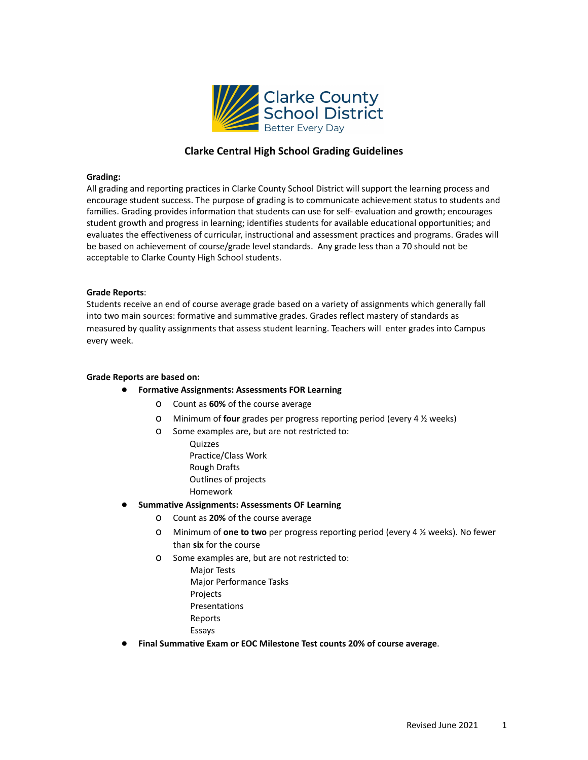Clarke County School District

Better Every Day

# Clarke Central High School Grading Guidelines

**Grading:**

All grading and reporting practices in Clarke County School District will support the learning process and encourage student success. The purpose of grading is to communicate achievement status to students and families. Grading provides information that students can use for self- evaluation and growth; encourages student growth and progress in learning; identifies students for available educational opportunities; and evaluates the effectiveness of curricular, instructional and assessment practices and programs. Grades will be based on achievement of course/grade level standards. Any grade less than a 70 should not be acceptable to Clarke County High School students.

**Grade Reports**:

Students receive an end of course average grade based on a variety of assignments which generally fall into two main sources: formative and summative grades. Grades reflect mastery of standards as measured by quality assignments that assess student learning. Teachers will enter grades into Campus every week.

**Grade Reports are based on:**

- **Formative Assignments: Assessments FOR Learning**
  - Count as **60%** of the course average
  - Minimum of **four** grades per progress reporting period (every 4 ½ weeks)
  - Some examples are, but are not restricted to:
    - Quizzes
    - Practice/Class Work
    - Rough Drafts
    - Outlines of projects
    - Homework
- **Summative Assignments: Assessments OF Learning**
  - Count as **20%** of the course average
  - Minimum of **one to two** per progress reporting period (every 4 ½ weeks). No fewer than **six** for the course
  - Some examples are, but are not restricted to:
    - Major Tests
    - Major Performance Tasks
    - Projects
    - Presentations
    - Reports
    - Essays
- **Final Summative Exam or EOC Milestone Test counts 20% of course average**.

Revised June 2021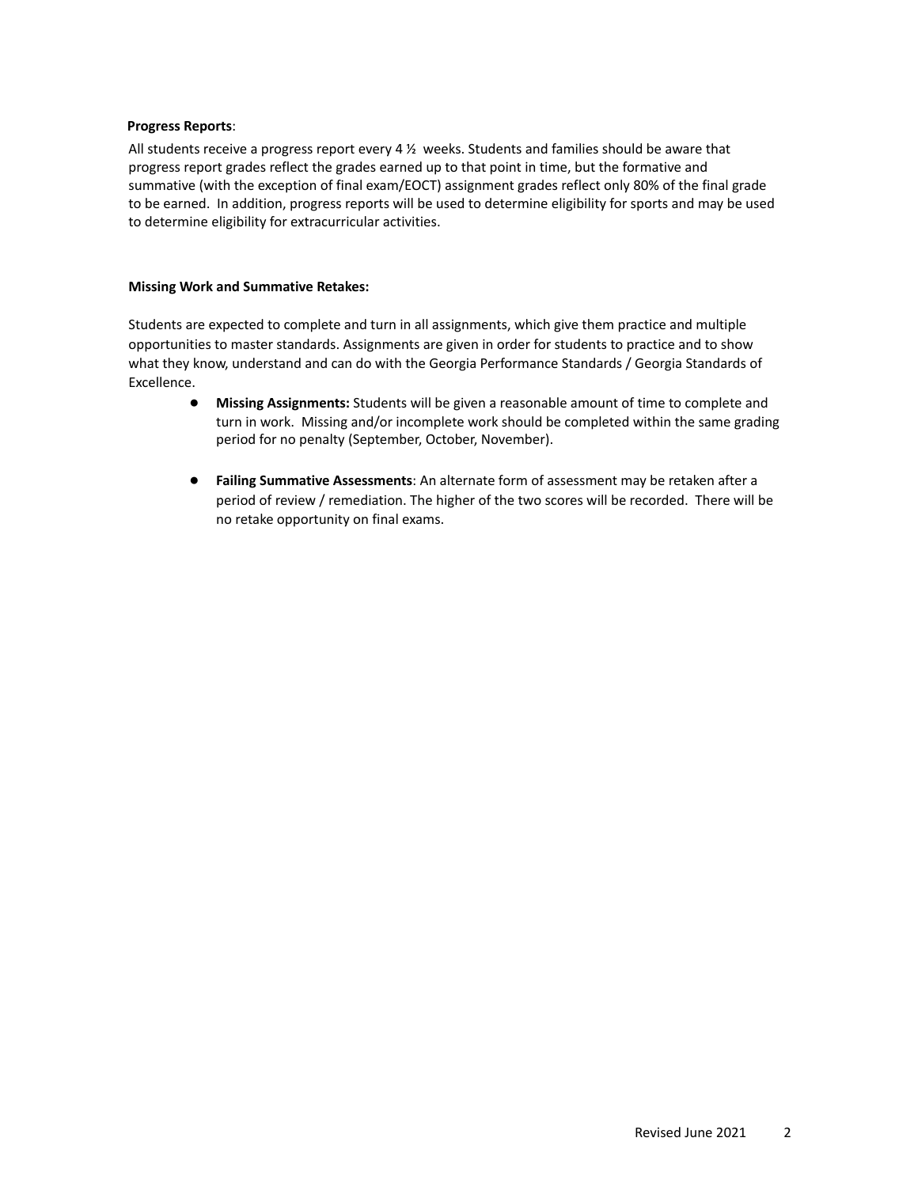**Progress Reports**:

All students receive a progress report every 4 ½ weeks. Students and families should be aware that progress report grades reflect the grades earned up to that point in time, but the formative and summative (with the exception of final exam/EOCT) assignment grades reflect only 80% of the final grade to be earned. In addition, progress reports will be used to determine eligibility for sports and may be used to determine eligibility for extracurricular activities.

**Missing Work and Summative Retakes:**

Students are expected to complete and turn in all assignments, which give them practice and multiple opportunities to master standards. Assignments are given in order for students to practice and to show what they know, understand and can do with the Georgia Performance Standards / Georgia Standards of Excellence.

- **Missing Assignments:** Students will be given a reasonable amount of time to complete and turn in work. Missing and/or incomplete work should be completed within the same grading period for no penalty (September, October, November).

- **Failing Summative Assessments**: An alternate form of assessment may be retaken after a period of review / remediation. The higher of the two scores will be recorded. There will be no retake opportunity on final exams.

Revised June 2021